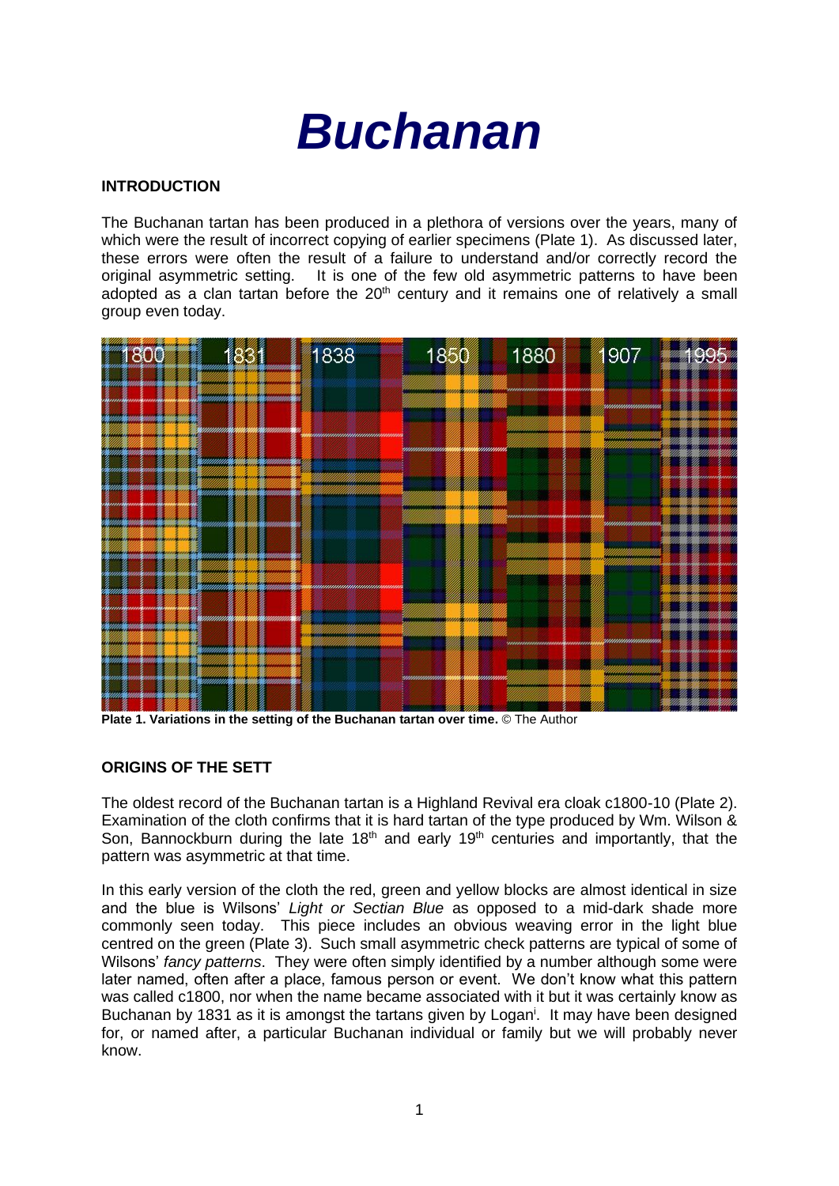# Buchanan

**INTRODUCTION**

The Buchanan tartan has been produced in a plethora of versions over the years, many of which were the result of incorrect copying of earlier specimens (Plate 1). As discussed later, these errors were often the result of a failure to understand and/or correctly record the original asymmetric setting. It is one of the few old asymmetric patterns to have been adopted as a clan tartan before the 20th century and it remains one of relatively a small group even today.

**Plate 1. Variations in the setting of the Buchanan tartan over time.** © The Author

**ORIGINS OF THE SETT**

The oldest record of the Buchanan tartan is a Highland Revival era cloak c1800-10 (Plate 2). Examination of the cloth confirms that it is hard tartan of the type produced by Wm. Wilson & Son, Bannockburn during the late 18th and early 19th centuries and importantly, that the pattern was asymmetric at that time.

In this early version of the cloth the red, green and yellow blocks are almost identical in size and the blue is Wilsons' *Light or Sectian Blue* as opposed to a mid-dark shade more commonly seen today. This piece includes an obvious weaving error in the light blue centred on the green (Plate 3). Such small asymmetric check patterns are typical of some of Wilsons' *fancy patterns*. They were often simply identified by a number although some were later named, often after a place, famous person or event. We don't know what this pattern was called c1800, nor when the name became associated with it but it was certainly know as Buchanan by 1831 as it is amongst the tartans given by Logan[i]. It may have been designed for, or named after, a particular Buchanan individual or family but we will probably never know.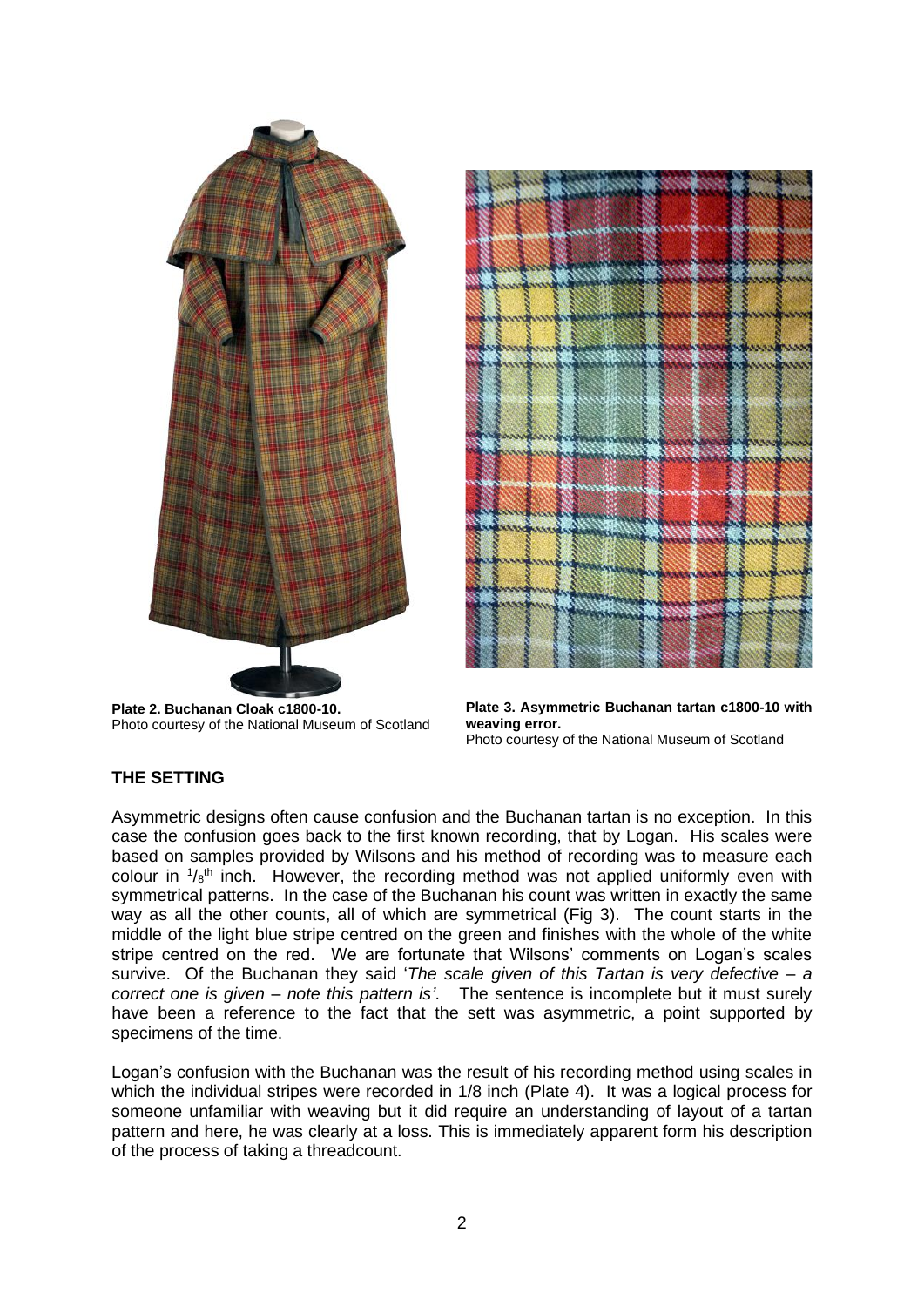**Plate 2. Buchanan Cloak c1800-10.**
Photo courtesy of the National Museum of Scotland

**Plate 3. Asymmetric Buchanan tartan c1800-10 with weaving error.**
Photo courtesy of the National Museum of Scotland

## THE SETTING

Asymmetric designs often cause confusion and the Buchanan tartan is no exception. In this case the confusion goes back to the first known recording, that by Logan. His scales were based on samples provided by Wilsons and his method of recording was to measure each colour in $^1/_8$th inch. However, the recording method was not applied uniformly even with symmetrical patterns. In the case of the Buchanan his count was written in exactly the same way as all the other counts, all of which are symmetrical (Fig 3). The count starts in the middle of the light blue stripe centred on the green and finishes with the whole of the white stripe centred on the red. We are fortunate that Wilsons' comments on Logan's scales survive. Of the Buchanan they said '*The scale given of this Tartan is very defective – a correct one is given – note this pattern is'*. The sentence is incomplete but it must surely have been a reference to the fact that the sett was asymmetric, a point supported by specimens of the time.

Logan's confusion with the Buchanan was the result of his recording method using scales in which the individual stripes were recorded in 1/8 inch (Plate 4). It was a logical process for someone unfamiliar with weaving but it did require an understanding of layout of a tartan pattern and here, he was clearly at a loss. This is immediately apparent form his description of the process of taking a threadcount.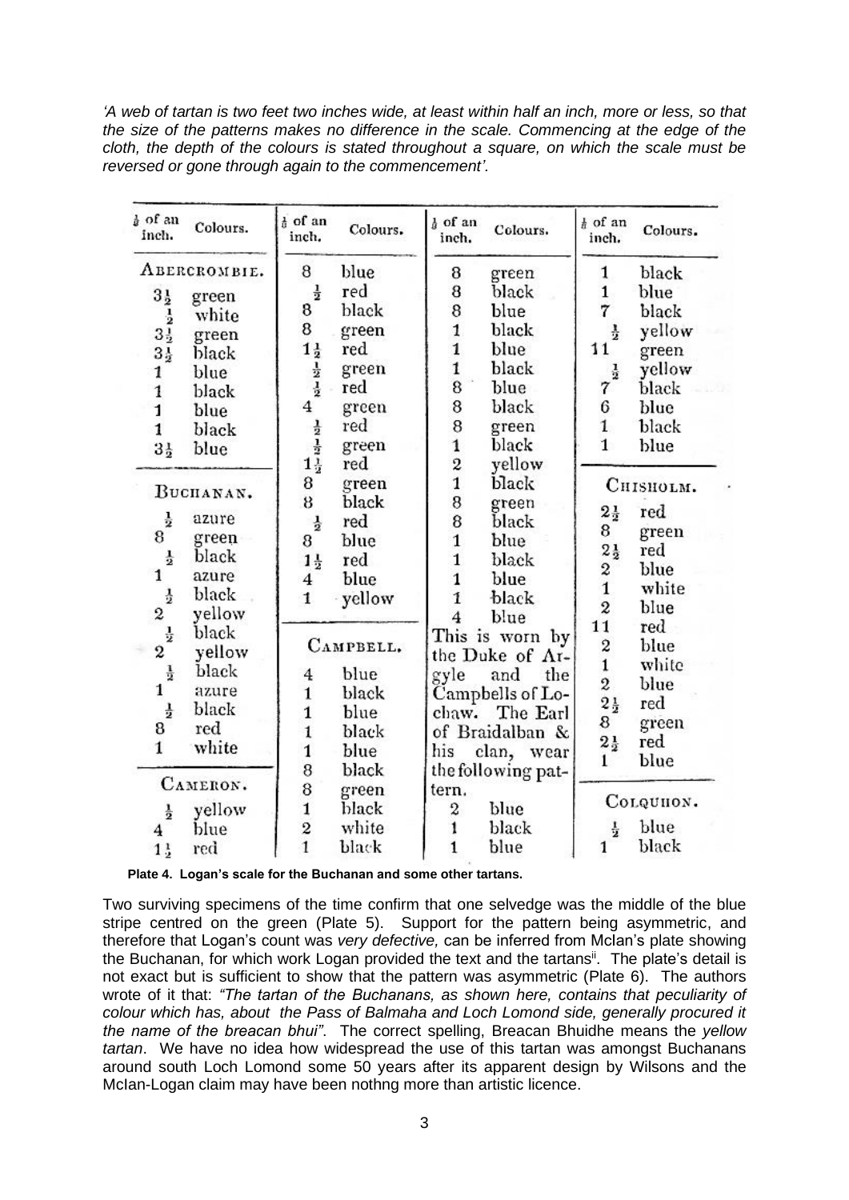*'A web of tartan is two feet two inches wide, at least within half an inch, more or less, so that the size of the patterns makes no difference in the scale. Commencing at the edge of the cloth, the depth of the colours is stated throughout a square, on which the scale must be reversed or gone through again to the commencement'.*

| ⅛ of an inch. | Colours. | ⅛ of an inch. | Colours. | ⅛ of an inch. | Colours. | ⅛ of an inch. | Colours. |
|---|---|---|---|---|---|---|---|
| ABERCROMBIE. | | 8 | blue | 8 | green | 1 | black |
| 3½ | green | ½ | red | 8 | black | 1 | blue |
| ½ | white | 8 | black | 8 | blue | 7 | black |
| 3½ | green | 8 | green | 1 | black | ½ | yellow |
| 3½ | black | 1½ | red | 1 | blue | 11 | green |
| 1 | blue | ½ | green | 1 | black | ½ | yellow |
| 1 | black | ½ | red | 8 | blue | 7 | black |
| 1 | blue | 4 | green | 8 | black | 6 | blue |
| 1 | black | ½ | red | 8 | green | 1 | black |
| 3½ | blue | ½ | green | 1 | black | 1 | blue |
| BUCHANAN. | | 1½ | red | 2 | yellow | | |
| ½ | azure | 8 | green | 1 | black | CHISHOLM. | |
| 8 | green | 8 | black | 8 | green | 2½ | red |
| ½ | black | ½ | red | 8 | black | 8 | green |
| 1 | azure | 8 | blue | 1 | blue | 2½ | red |
| ½ | black | 1½ | red | 1 | black | 2 | blue |
| 2 | yellow | 4 | blue | 1 | blue | 1 | white |
| ½ | black | 1 | yellow | 1 | black | 2 | blue |
| 2 | yellow | CAMPBELL. | | 4 | blue | 11 | red |
| ½ | black | 4 | blue | This is worn by the Duke of Argyle and the Campbells of Lochaw. The Earl of Braidalban & his clan, wear the following pattern. | | 2 | blue |
| 1 | azure | 1 | black | | | 1 | white |
| ½ | black | 1 | blue | | | 2 | blue |
| 8 | red | 1 | black | | | 2½ | red |
| 1 | white | 1 | blue | | | 8 | green |
| CAMERON. | | 8 | black | | | 2½ | red |
| ½ | yellow | 8 | green | | | 1 | blue |
| 4 | blue | 1 | black | 2 | blue | COLQUHON. | |
| 1½ | red | 2 | white | 1 | black | ½ | blue |
| | | 1 | black | 1 | blue | 1 | black |

**Plate 4. Logan's scale for the Buchanan and some other tartans.**

Two surviving specimens of the time confirm that one selvedge was the middle of the blue stripe centred on the green (Plate 5). Support for the pattern being asymmetric, and therefore that Logan's count was *very defective,* can be inferred from McIan's plate showing the Buchanan, for which work Logan provided the text and the tartans[ii]. The plate's detail is not exact but is sufficient to show that the pattern was asymmetric (Plate 6). The authors wrote of it that: *"The tartan of the Buchanans, as shown here, contains that peculiarity of colour which has, about the Pass of Balmaha and Loch Lomond side, generally procured it the name of the breacan bhui".* The correct spelling, Breacan Bhuidhe means the *yellow tartan*. We have no idea how widespread the use of this tartan was amongst Buchanans around south Loch Lomond some 50 years after its apparent design by Wilsons and the McIan-Logan claim may have been nothng more than artistic licence.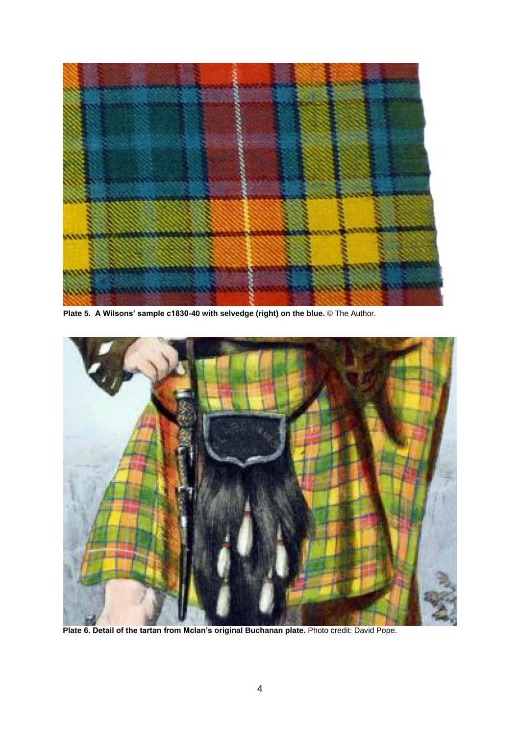**Plate 5. A Wilsons' sample c1830-40 with selvedge (right) on the blue.** © The Author.

**Plate 6. Detail of the tartan from McIan's original Buchanan plate.** Photo credit: David Pope.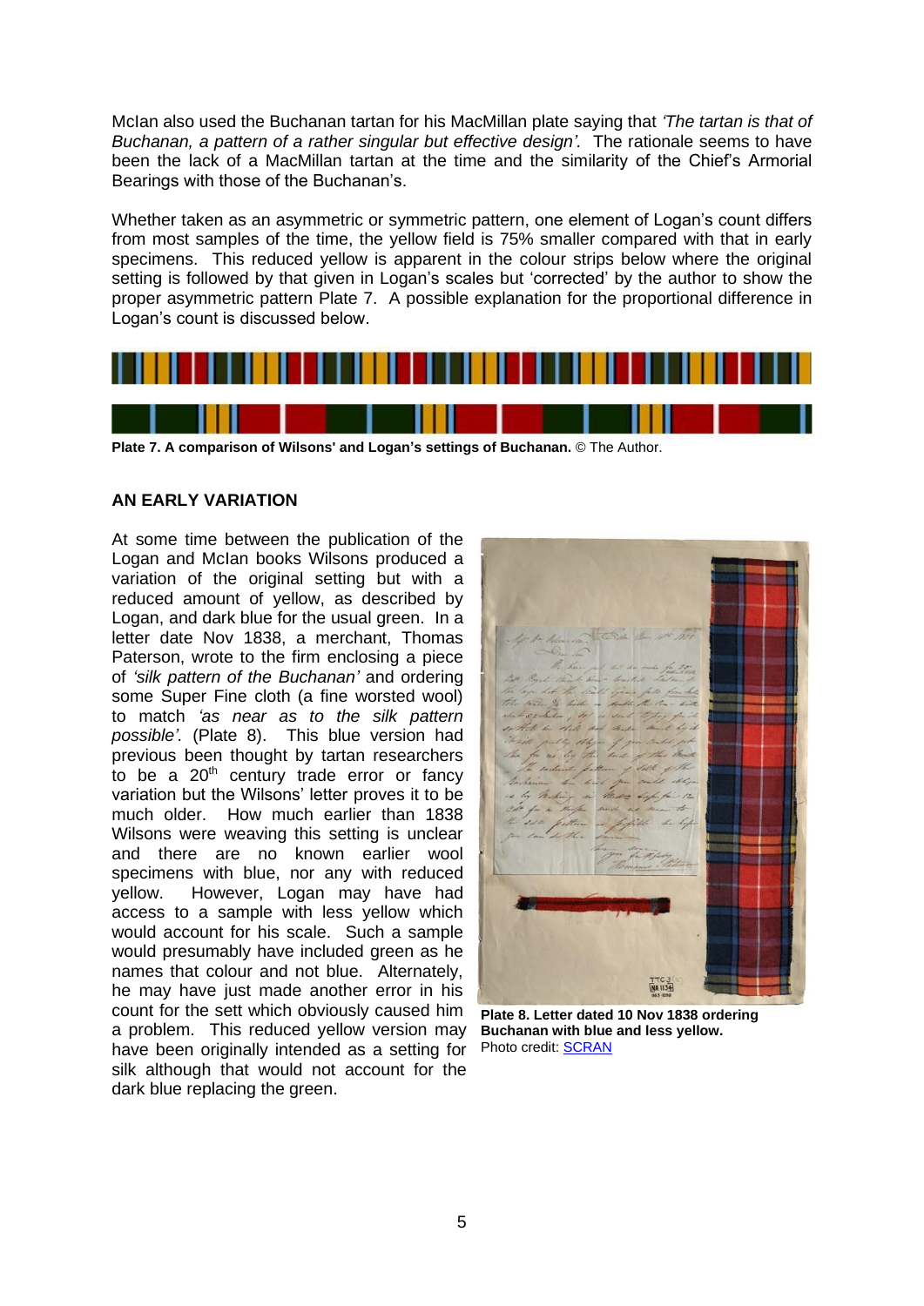McIan also used the Buchanan tartan for his MacMillan plate saying that *'The tartan is that of Buchanan, a pattern of a rather singular but effective design'.* The rationale seems to have been the lack of a MacMillan tartan at the time and the similarity of the Chief's Armorial Bearings with those of the Buchanan's.

Whether taken as an asymmetric or symmetric pattern, one element of Logan's count differs from most samples of the time, the yellow field is 75% smaller compared with that in early specimens. This reduced yellow is apparent in the colour strips below where the original setting is followed by that given in Logan's scales but 'corrected' by the author to show the proper asymmetric pattern Plate 7. A possible explanation for the proportional difference in Logan's count is discussed below.

**Plate 7. A comparison of Wilsons' and Logan's settings of Buchanan.** © The Author.

## AN EARLY VARIATION

At some time between the publication of the Logan and McIan books Wilsons produced a variation of the original setting but with a reduced amount of yellow, as described by Logan, and dark blue for the usual green. In a letter date Nov 1838, a merchant, Thomas Paterson, wrote to the firm enclosing a piece of *'silk pattern of the Buchanan'* and ordering some Super Fine cloth (a fine worsted wool) to match *'as near as to the silk pattern possible'.* (Plate 8). This blue version had previous been thought by tartan researchers to be a 20th century trade error or fancy variation but the Wilsons' letter proves it to be much older. How much earlier than 1838 Wilsons were weaving this setting is unclear and there are no known earlier wool specimens with blue, nor any with reduced yellow. However, Logan may have had access to a sample with less yellow which would account for his scale. Such a sample would presumably have included green as he names that colour and not blue. Alternately, he may have just made another error in his count for the sett which obviously caused him a problem. This reduced yellow version may have been originally intended as a setting for silk although that would not account for the dark blue replacing the green.

**Plate 8. Letter dated 10 Nov 1838 ordering Buchanan with blue and less yellow.** Photo credit: SCRAN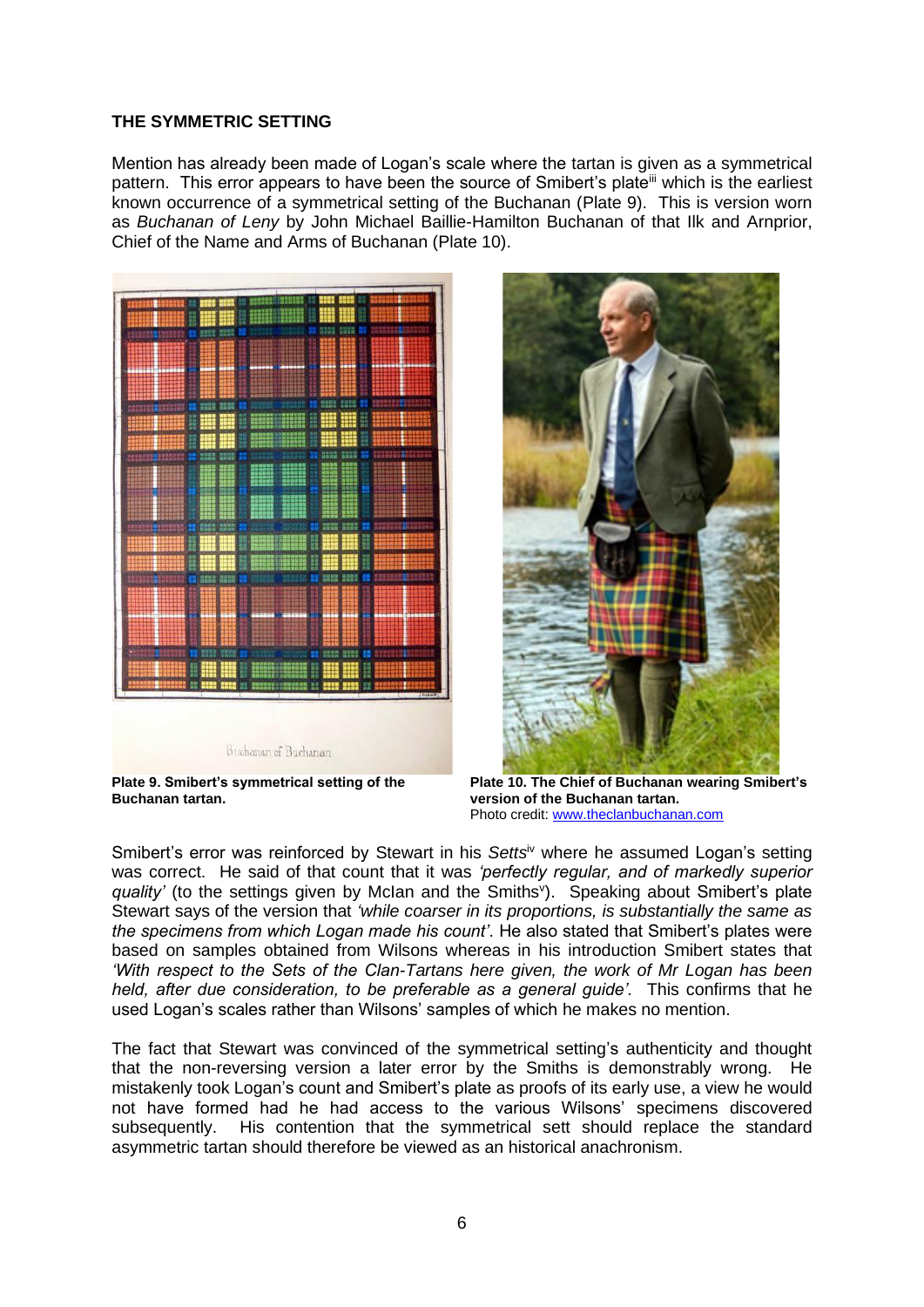### THE SYMMETRIC SETTING

Mention has already been made of Logan's scale where the tartan is given as a symmetrical pattern. This error appears to have been the source of Smibert's plate[iii] which is the earliest known occurrence of a symmetrical setting of the Buchanan (Plate 9). This is version worn as *Buchanan of Leny* by John Michael Baillie-Hamilton Buchanan of that Ilk and Arnprior, Chief of the Name and Arms of Buchanan (Plate 10).

Buchanan of Buchanan

**Plate 9. Smibert's symmetrical setting of the Buchanan tartan.**

**Plate 10. The Chief of Buchanan wearing Smibert's version of the Buchanan tartan.**
Photo credit: www.theclanbuchanan.com

Smibert's error was reinforced by Stewart in his *Setts*[iv] where he assumed Logan's setting was correct. He said of that count that it was *'perfectly regular, and of markedly superior quality'* (to the settings given by McIan and the Smiths[v]). Speaking about Smibert's plate Stewart says of the version that *'while coarser in its proportions, is substantially the same as the specimens from which Logan made his count'*. He also stated that Smibert's plates were based on samples obtained from Wilsons whereas in his introduction Smibert states that *'With respect to the Sets of the Clan-Tartans here given, the work of Mr Logan has been held, after due consideration, to be preferable as a general guide'*. This confirms that he used Logan's scales rather than Wilsons' samples of which he makes no mention.

The fact that Stewart was convinced of the symmetrical setting's authenticity and thought that the non-reversing version a later error by the Smiths is demonstrably wrong. He mistakenly took Logan's count and Smibert's plate as proofs of its early use, a view he would not have formed had he had access to the various Wilsons' specimens discovered subsequently. His contention that the symmetrical sett should replace the standard asymmetric tartan should therefore be viewed as an historical anachronism.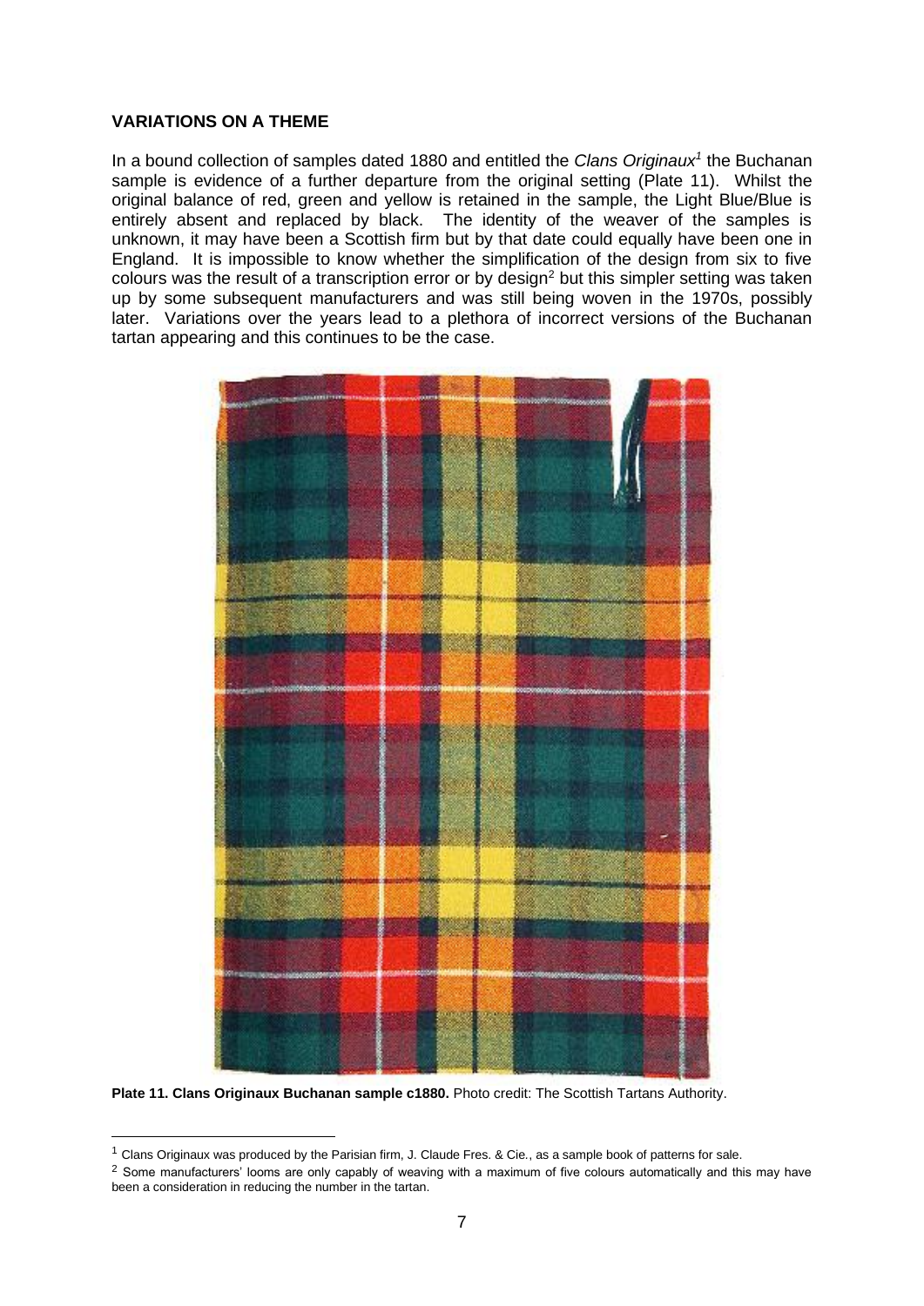## VARIATIONS ON A THEME

In a bound collection of samples dated 1880 and entitled the *Clans Originaux*[1] the Buchanan sample is evidence of a further departure from the original setting (Plate 11). Whilst the original balance of red, green and yellow is retained in the sample, the Light Blue/Blue is entirely absent and replaced by black. The identity of the weaver of the samples is unknown, it may have been a Scottish firm but by that date could equally have been one in England. It is impossible to know whether the simplification of the design from six to five colours was the result of a transcription error or by design[2] but this simpler setting was taken up by some subsequent manufacturers and was still being woven in the 1970s, possibly later. Variations over the years lead to a plethora of incorrect versions of the Buchanan tartan appearing and this continues to be the case.

**Plate 11. Clans Originaux Buchanan sample c1880.** Photo credit: The Scottish Tartans Authority.

---

[1] Clans Originaux was produced by the Parisian firm, J. Claude Fres. & Cie., as a sample book of patterns for sale.

[2] Some manufacturers' looms are only capably of weaving with a maximum of five colours automatically and this may have been a consideration in reducing the number in the tartan.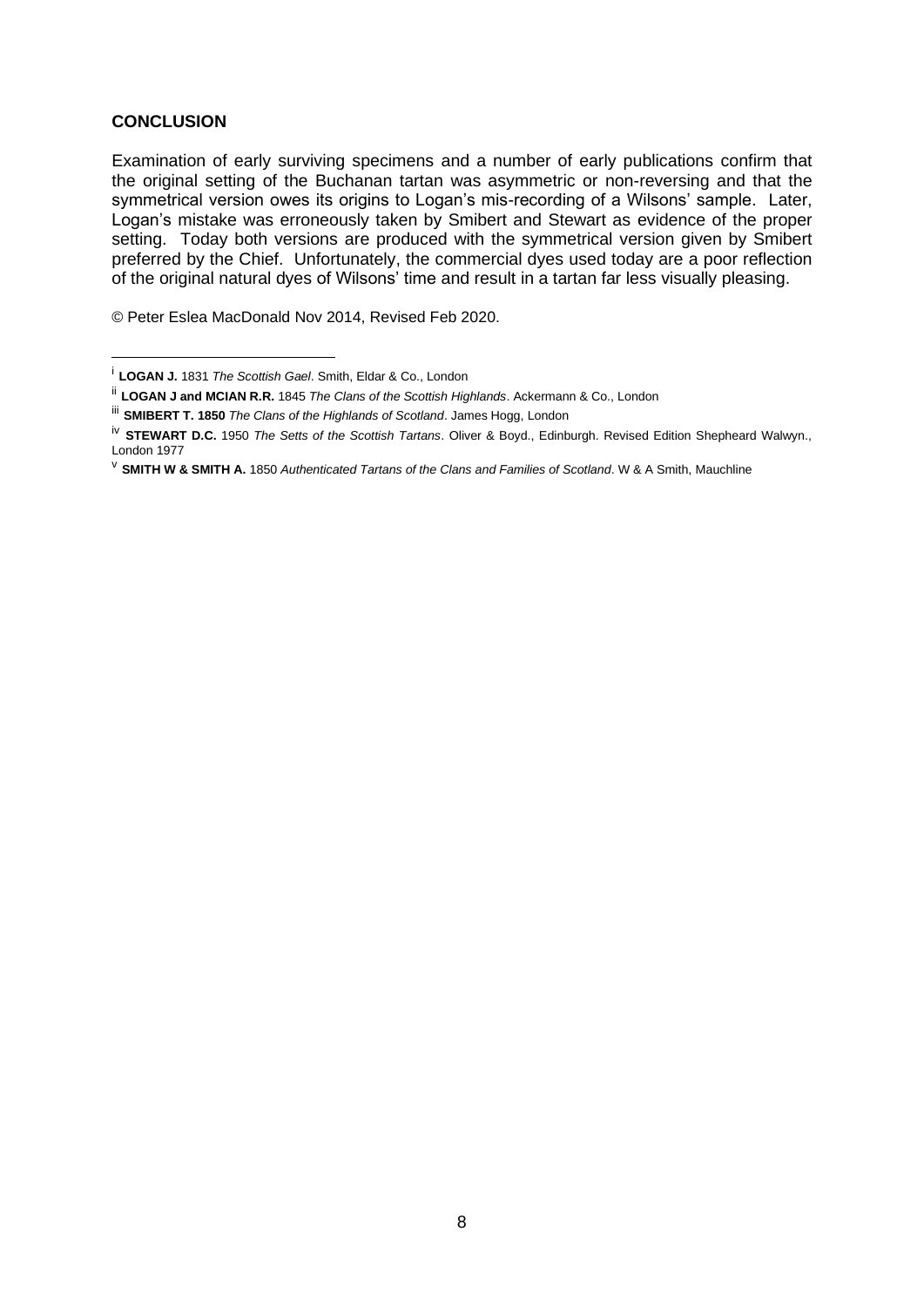## CONCLUSION

Examination of early surviving specimens and a number of early publications confirm that the original setting of the Buchanan tartan was asymmetric or non-reversing and that the symmetrical version owes its origins to Logan's mis-recording of a Wilsons' sample. Later, Logan's mistake was erroneously taken by Smibert and Stewart as evidence of the proper setting. Today both versions are produced with the symmetrical version given by Smibert preferred by the Chief. Unfortunately, the commercial dyes used today are a poor reflection of the original natural dyes of Wilsons' time and result in a tartan far less visually pleasing.

© Peter Eslea MacDonald Nov 2014, Revised Feb 2020.

---

[i] **LOGAN J.** 1831 *The Scottish Gael*. Smith, Eldar & Co., London

[ii] **LOGAN J and MCIAN R.R.** 1845 *The Clans of the Scottish Highlands*. Ackermann & Co., London

[iii] **SMIBERT T. 1850** *The Clans of the Highlands of Scotland*. James Hogg, London

[iv] **STEWART D.C.** 1950 *The Setts of the Scottish Tartans*. Oliver & Boyd., Edinburgh. Revised Edition Shepheard Walwyn., London 1977

[v] **SMITH W & SMITH A.** 1850 *Authenticated Tartans of the Clans and Families of Scotland*. W & A Smith, Mauchline